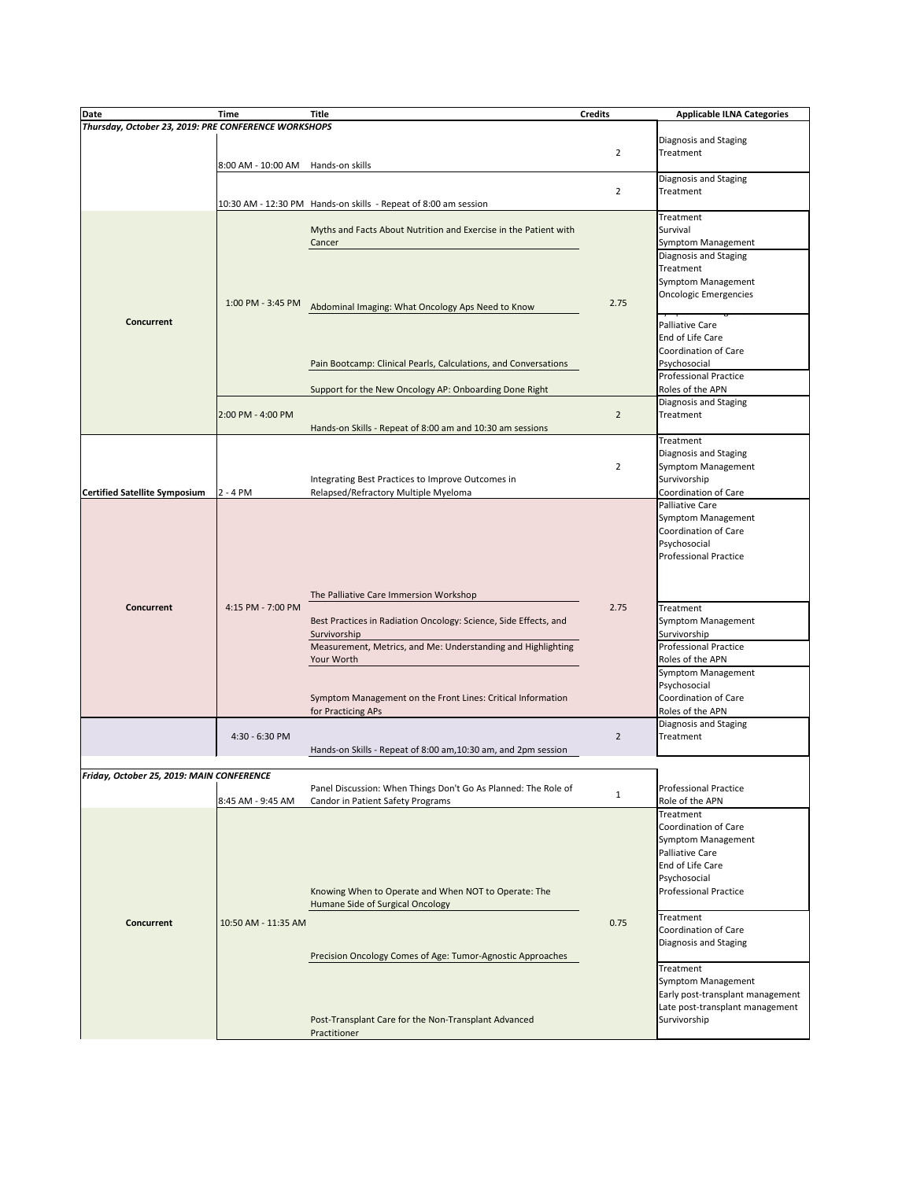| Date | Time | Title | Credits | Applicable ILNA Categories |
|---|---|---|---|---|
| ***Thursday, October 23, 2019: PRE CONFERENCE WORKSHOPS*** | | | | |
| | 8:00 AM - 10:00 AM | Hands-on skills | 2 | Diagnosis and Staging<br>Treatment |
| | 10:30 AM - 12:30 PM | Hands-on skills - Repeat of 8:00 am session | 2 | Diagnosis and Staging<br>Treatment |
| **Concurrent** | 1:00 PM - 3:45 PM | Myths and Facts About Nutrition and Exercise in the Patient with Cancer | 2.75 | Treatment<br>Survival<br>Symptom Management |
| | | Abdominal Imaging: What Oncology Aps Need to Know | | Diagnosis and Staging<br>Treatment<br>Symptom Management<br>Oncologic Emergencies |
| | | Pain Bootcamp: Clinical Pearls, Calculations, and Conversations | | Palliative Care<br>End of Life Care<br>Coordination of Care<br>Psychosocial |
| | | Support for the New Oncology AP: Onboarding Done Right | | Professional Practice<br>Roles of the APN |
| | 2:00 PM - 4:00 PM | Hands-on Skills - Repeat of 8:00 am and 10:30 am sessions | 2 | Diagnosis and Staging<br>Treatment |
| **Certified Satellite Symposium** | 2 - 4 PM | Integrating Best Practices to Improve Outcomes in Relapsed/Refractory Multiple Myeloma | 2 | Treatment<br>Diagnosis and Staging<br>Symptom Management<br>Survivorship<br>Coordination of Care |
| **Concurrent** | 4:15 PM - 7:00 PM | The Palliative Care Immersion Workshop | 2.75 | Palliative Care<br>Symptom Management<br>Coordination of Care<br>Psychosocial<br>Professional Practice |
| | | Best Practices in Radiation Oncology: Science, Side Effects, and Survivorship | | Treatment<br>Symptom Management<br>Survivorship |
| | | Measurement, Metrics, and Me: Understanding and Highlighting Your Worth | | Professional Practice<br>Roles of the APN |
| | | Symptom Management on the Front Lines: Critical Information for Practicing APs | | Symptom Management<br>Psychosocial<br>Coordination of Care<br>Roles of the APN |
| | 4:30 - 6:30 PM | Hands-on Skills - Repeat of 8:00 am,10:30 am, and 2pm session | 2 | Diagnosis and Staging<br>Treatment |
| ***Friday, October 25, 2019: MAIN CONFERENCE*** | | | | |
| | 8:45 AM - 9:45 AM | Panel Discussion: When Things Don't Go As Planned: The Role of Candor in Patient Safety Programs | 1 | Professional Practice<br>Role of the APN |
| **Concurrent** | 10:50 AM - 11:35 AM | Knowing When to Operate and When NOT to Operate: The Humane Side of Surgical Oncology | 0.75 | Treatment<br>Coordination of Care<br>Symptom Management<br>Palliative Care<br>End of Life Care<br>Psychosocial<br>Professional Practice |
| | | Precision Oncology Comes of Age: Tumor-Agnostic Approaches | | Treatment<br>Coordination of Care<br>Diagnosis and Staging |
| | | Post-Transplant Care for the Non-Transplant Advanced Practitioner | | Treatment<br>Symptom Management<br>Early post-transplant management<br>Late post-transplant management<br>Survivorship |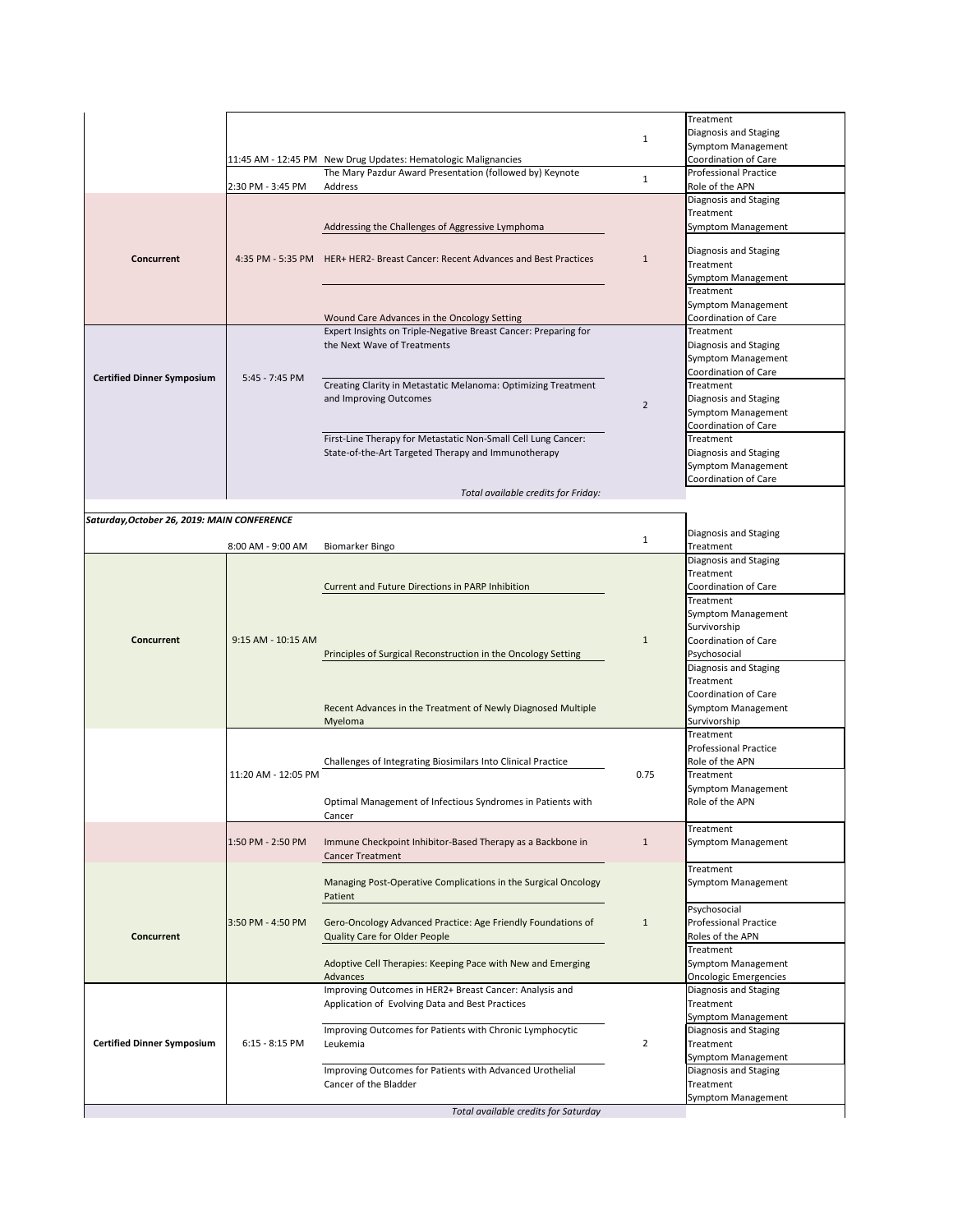| | | | | |
|---|---|---|---|---|
| | 11:45 AM - 12:45 PM | New Drug Updates: Hematologic Malignancies | 1 | Treatment<br>Diagnosis and Staging<br>Symptom Management<br>Coordination of Care |
| | 2:30 PM - 3:45 PM | The Mary Pazdur Award Presentation (followed by) Keynote Address | 1 | Professional Practice<br>Role of the APN |
| **Concurrent** | 4:35 PM - 5:35 PM | Addressing the Challenges of Aggressive Lymphoma | 1 | Diagnosis and Staging<br>Treatment<br>Symptom Management |
| | | HER+ HER2- Breast Cancer: Recent Advances and Best Practices | | Diagnosis and Staging<br>Treatment<br>Symptom Management |
| | | Wound Care Advances in the Oncology Setting | | Treatment<br>Symptom Management<br>Coordination of Care |
| **Certified Dinner Symposium** | 5:45 - 7:45 PM | Expert Insights on Triple-Negative Breast Cancer: Preparing for the Next Wave of Treatments | 2 | Treatment<br>Diagnosis and Staging<br>Symptom Management<br>Coordination of Care |
| | | Creating Clarity in Metastatic Melanoma: Optimizing Treatment and Improving Outcomes | | Treatment<br>Diagnosis and Staging<br>Symptom Management<br>Coordination of Care |
| | | First-Line Therapy for Metastatic Non-Small Cell Lung Cancer: State-of-the-Art Targeted Therapy and Immunotherapy | | Treatment<br>Diagnosis and Staging<br>Symptom Management<br>Coordination of Care |
| | | *Total available credits for Friday:* | | |

***Saturday,October 26, 2019: MAIN CONFERENCE***

| | | | | |
|---|---|---|---|---|
| | 8:00 AM - 9:00 AM | Biomarker Bingo | 1 | Diagnosis and Staging<br>Treatment |
| **Concurrent** | 9:15 AM - 10:15 AM | Current and Future Directions in PARP Inhibition | 1 | Diagnosis and Staging<br>Treatment<br>Coordination of Care |
| | | Principles of Surgical Reconstruction in the Oncology Setting | | Treatment<br>Symptom Management<br>Survivorship<br>Coordination of Care<br>Psychosocial |
| | | Recent Advances in the Treatment of Newly Diagnosed Multiple Myeloma | | Diagnosis and Staging<br>Treatment<br>Coordination of Care<br>Symptom Management<br>Survivorship |
| | 11:20 AM - 12:05 PM | Challenges of Integrating Biosimilars Into Clinical Practice | 0.75 | Treatment<br>Professional Practice<br>Role of the APN |
| | | Optimal Management of Infectious Syndromes in Patients with Cancer | | Treatment<br>Symptom Management<br>Role of the APN |
| | 1:50 PM - 2:50 PM | Immune Checkpoint Inhibitor-Based Therapy as a Backbone in Cancer Treatment | 1 | Treatment<br>Symptom Management |
| **Concurrent** | 3:50 PM - 4:50 PM | Managing Post-Operative Complications in the Surgical Oncology Patient | 1 | Treatment<br>Symptom Management |
| | | Gero-Oncology Advanced Practice: Age Friendly Foundations of Quality Care for Older People | | Psychosocial<br>Professional Practice<br>Roles of the APN |
| | | Adoptive Cell Therapies: Keeping Pace with New and Emerging Advances | | Treatment<br>Symptom Management<br>Oncologic Emergencies |
| **Certified Dinner Symposium** | 6:15 - 8:15 PM | Improving Outcomes in HER2+ Breast Cancer: Analysis and Application of Evolving Data and Best Practices | 2 | Diagnosis and Staging<br>Treatment<br>Symptom Management |
| | | Improving Outcomes for Patients with Chronic Lymphocytic Leukemia | | Diagnosis and Staging<br>Treatment<br>Symptom Management |
| | | Improving Outcomes for Patients with Advanced Urothelial Cancer of the Bladder | | Diagnosis and Staging<br>Treatment<br>Symptom Management |
| | | *Total available credits for Saturday* | | |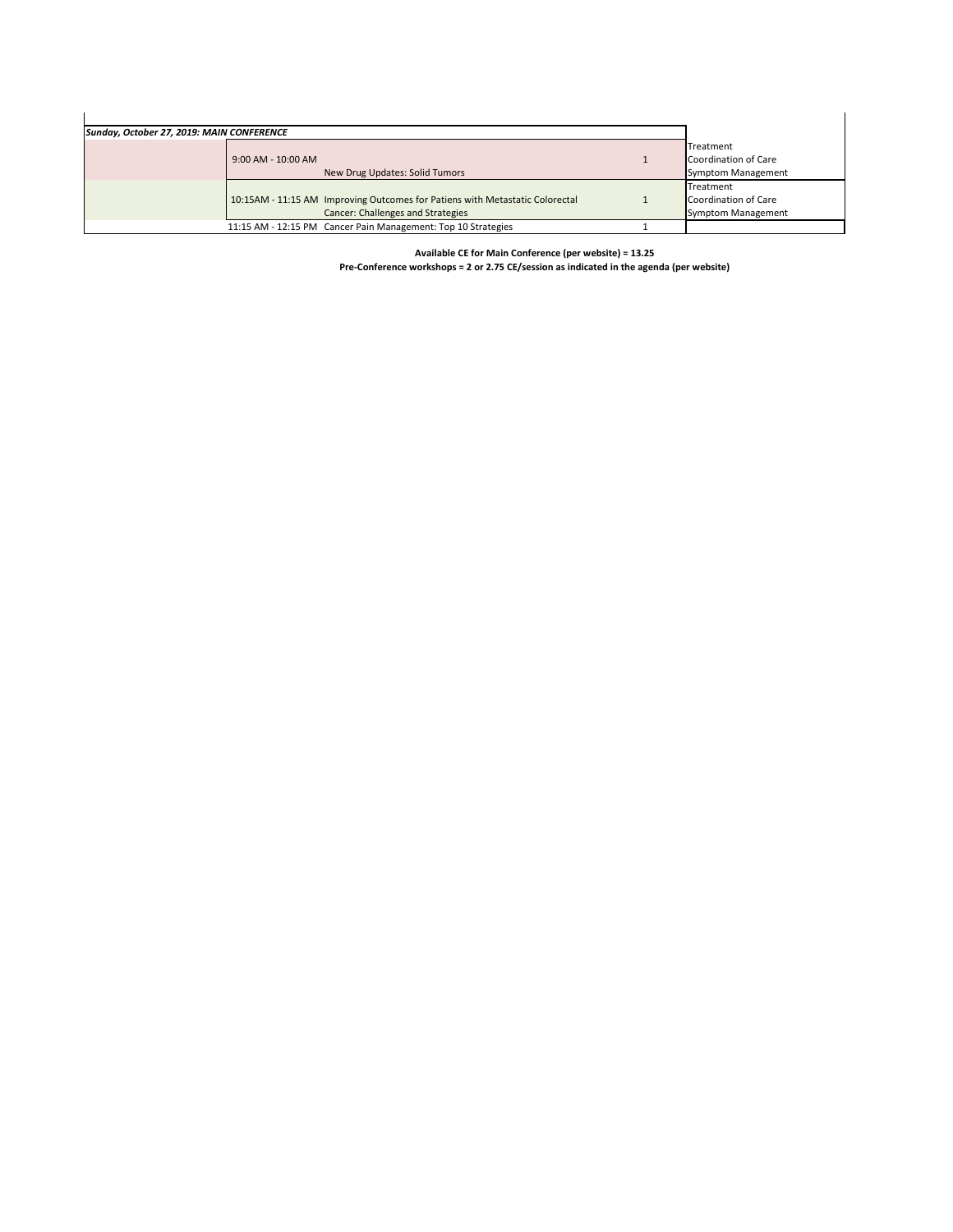| | | | | |
|---|---|---|---|---|
| ***Sunday, October 27, 2019: MAIN CONFERENCE*** | | | | |
| | 9:00 AM - 10:00 AM | New Drug Updates: Solid Tumors | 1 | Treatment<br>Coordination of Care<br>Symptom Management |
| | 10:15AM - 11:15 AM | Improving Outcomes for Patiens with Metastatic Colorectal Cancer: Challenges and Strategies | 1 | Treatment<br>Coordination of Care<br>Symptom Management |
| | 11:15 AM - 12:15 PM | Cancer Pain Management: Top 10 Strategies | 1 | |

**Available CE for Main Conference (per website) = 13.25**

**Pre-Conference workshops = 2 or 2.75 CE/session as indicated in the agenda (per website)**